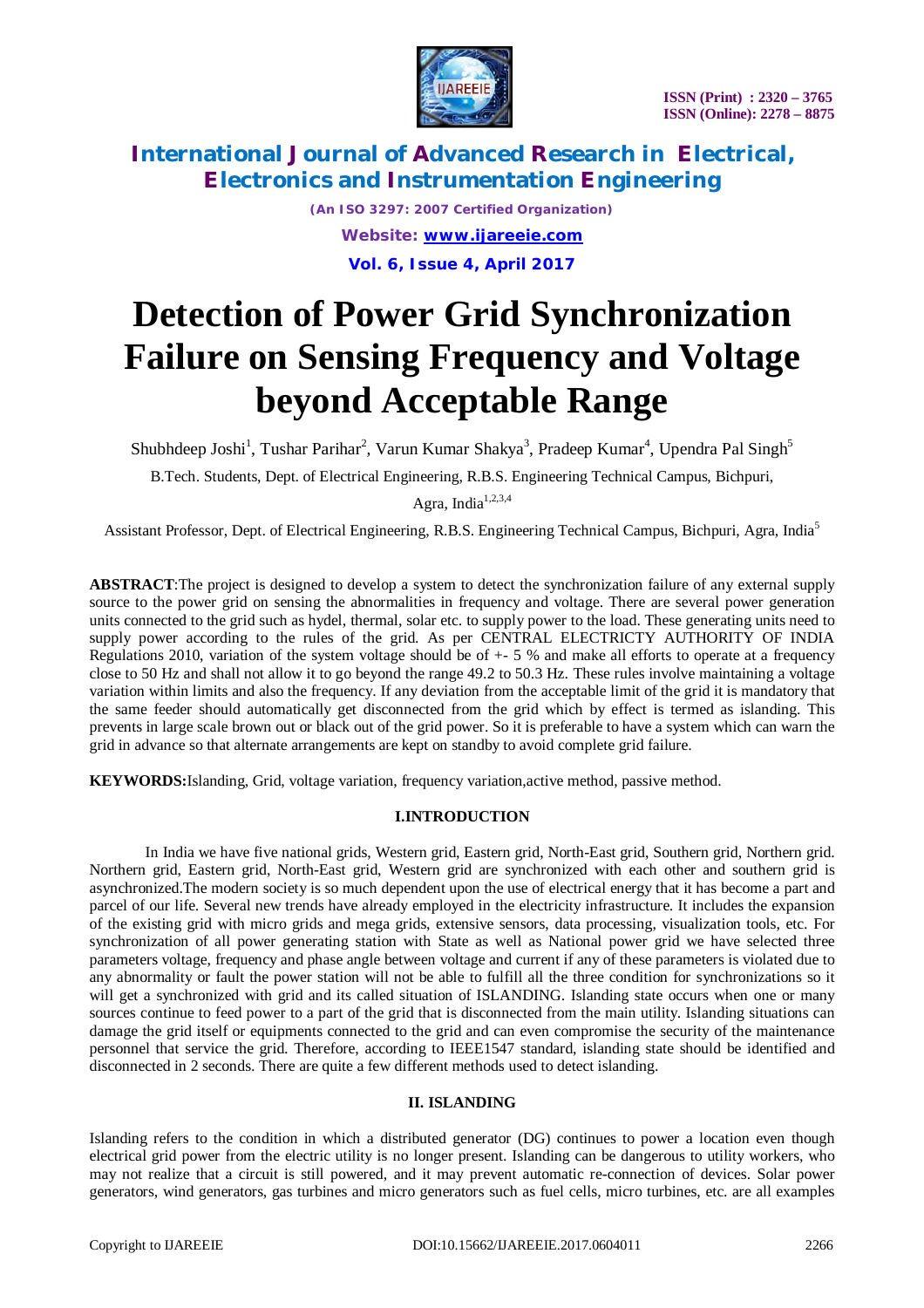# Detection of Power Grid Synchronization Failure on Sensing Frequency and Voltage beyond Acceptable Range

Shubhdeep Joshi[1], Tushar Parihar[2], Varun Kumar Shakya[3], Pradeep Kumar[4], Upendra Pal Singh[5]

B.Tech. Students, Dept. of Electrical Engineering, R.B.S. Engineering Technical Campus, Bichpuri, Agra, India[1,2,3,4]

Assistant Professor, Dept. of Electrical Engineering, R.B.S. Engineering Technical Campus, Bichpuri, Agra, India[5]

**ABSTRACT**:The project is designed to develop a system to detect the synchronization failure of any external supply source to the power grid on sensing the abnormalities in frequency and voltage. There are several power generation units connected to the grid such as hydel, thermal, solar etc. to supply power to the load. These generating units need to supply power according to the rules of the grid. As per CENTRAL ELECTRICTY AUTHORITY OF INDIA Regulations 2010, variation of the system voltage should be of +- 5 % and make all efforts to operate at a frequency close to 50 Hz and shall not allow it to go beyond the range 49.2 to 50.3 Hz. These rules involve maintaining a voltage variation within limits and also the frequency. If any deviation from the acceptable limit of the grid it is mandatory that the same feeder should automatically get disconnected from the grid which by effect is termed as islanding. This prevents in large scale brown out or black out of the grid power. So it is preferable to have a system which can warn the grid in advance so that alternate arrangements are kept on standby to avoid complete grid failure.

**KEYWORDS:**Islanding, Grid, voltage variation, frequency variation,active method, passive method.

## I.INTRODUCTION

In India we have five national grids, Western grid, Eastern grid, North-East grid, Southern grid, Northern grid. Northern grid, Eastern grid, North-East grid, Western grid are synchronized with each other and southern grid is asynchronized.The modern society is so much dependent upon the use of electrical energy that it has become a part and parcel of our life. Several new trends have already employed in the electricity infrastructure. It includes the expansion of the existing grid with micro grids and mega grids, extensive sensors, data processing, visualization tools, etc. For synchronization of all power generating station with State as well as National power grid we have selected three parameters voltage, frequency and phase angle between voltage and current if any of these parameters is violated due to any abnormality or fault the power station will not be able to fulfill all the three condition for synchronizations so it will get a synchronized with grid and its called situation of ISLANDING. Islanding state occurs when one or many sources continue to feed power to a part of the grid that is disconnected from the main utility. Islanding situations can damage the grid itself or equipments connected to the grid and can even compromise the security of the maintenance personnel that service the grid. Therefore, according to IEEE1547 standard, islanding state should be identified and disconnected in 2 seconds. There are quite a few different methods used to detect islanding.

## II. ISLANDING

Islanding refers to the condition in which a distributed generator (DG) continues to power a location even though electrical grid power from the electric utility is no longer present. Islanding can be dangerous to utility workers, who may not realize that a circuit is still powered, and it may prevent automatic re-connection of devices. Solar power generators, wind generators, gas turbines and micro generators such as fuel cells, micro turbines, etc. are all examples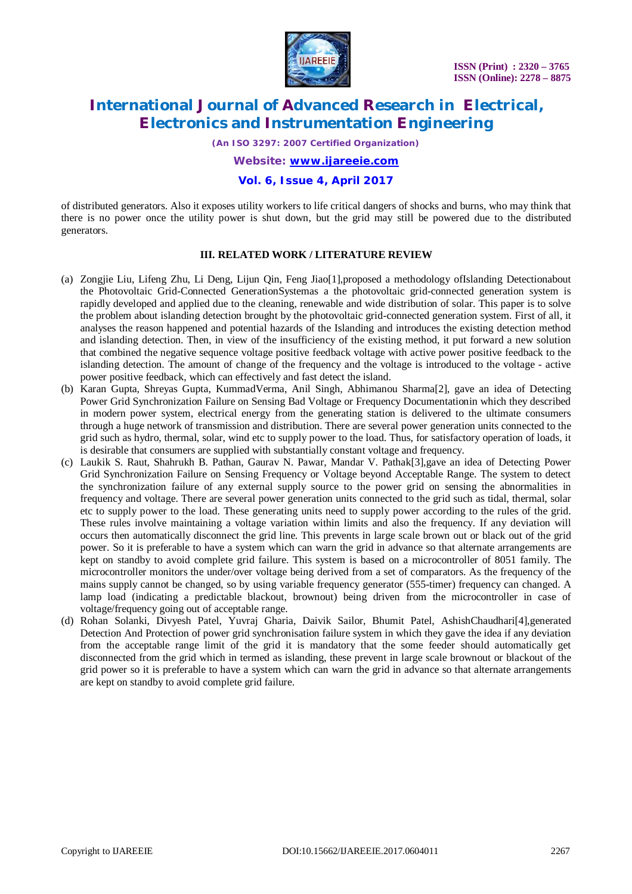of distributed generators. Also it exposes utility workers to life critical dangers of shocks and burns, who may think that there is no power once the utility power is shut down, but the grid may still be powered due to the distributed generators.

### III. RELATED WORK / LITERATURE REVIEW

(a) Zongjie Liu, Lifeng Zhu, Li Deng, Lijun Qin, Feng Jiao[1],proposed a methodology ofIslanding Detectionabout the Photovoltaic Grid-Connected GenerationSystemas a the photovoltaic grid-connected generation system is rapidly developed and applied due to the cleaning, renewable and wide distribution of solar. This paper is to solve the problem about islanding detection brought by the photovoltaic grid-connected generation system. First of all, it analyses the reason happened and potential hazards of the Islanding and introduces the existing detection method and islanding detection. Then, in view of the insufficiency of the existing method, it put forward a new solution that combined the negative sequence voltage positive feedback voltage with active power positive feedback to the islanding detection. The amount of change of the frequency and the voltage is introduced to the voltage - active power positive feedback, which can effectively and fast detect the island.

(b) Karan Gupta, Shreyas Gupta, KummadVerma, Anil Singh, Abhimanou Sharma[2], gave an idea of Detecting Power Grid Synchronization Failure on Sensing Bad Voltage or Frequency Documentationin which they described in modern power system, electrical energy from the generating station is delivered to the ultimate consumers through a huge network of transmission and distribution. There are several power generation units connected to the grid such as hydro, thermal, solar, wind etc to supply power to the load. Thus, for satisfactory operation of loads, it is desirable that consumers are supplied with substantially constant voltage and frequency.

(c) Laukik S. Raut, Shahrukh B. Pathan, Gaurav N. Pawar, Mandar V. Pathak[3],gave an idea of Detecting Power Grid Synchronization Failure on Sensing Frequency or Voltage beyond Acceptable Range. The system to detect the synchronization failure of any external supply source to the power grid on sensing the abnormalities in frequency and voltage. There are several power generation units connected to the grid such as tidal, thermal, solar etc to supply power to the load. These generating units need to supply power according to the rules of the grid. These rules involve maintaining a voltage variation within limits and also the frequency. If any deviation will occurs then automatically disconnect the grid line. This prevents in large scale brown out or black out of the grid power. So it is preferable to have a system which can warn the grid in advance so that alternate arrangements are kept on standby to avoid complete grid failure. This system is based on a microcontroller of 8051 family. The microcontroller monitors the under/over voltage being derived from a set of comparators. As the frequency of the mains supply cannot be changed, so by using variable frequency generator (555-timer) frequency can changed. A lamp load (indicating a predictable blackout, brownout) being driven from the microcontroller in case of voltage/frequency going out of acceptable range.

(d) Rohan Solanki, Divyesh Patel, Yuvraj Gharia, Daivik Sailor, Bhumit Patel, AshishChaudhari[4],generated Detection And Protection of power grid synchronisation failure system in which they gave the idea if any deviation from the acceptable range limit of the grid it is mandatory that the some feeder should automatically get disconnected from the grid which in termed as islanding, these prevent in large scale brownout or blackout of the grid power so it is preferable to have a system which can warn the grid in advance so that alternate arrangements are kept on standby to avoid complete grid failure.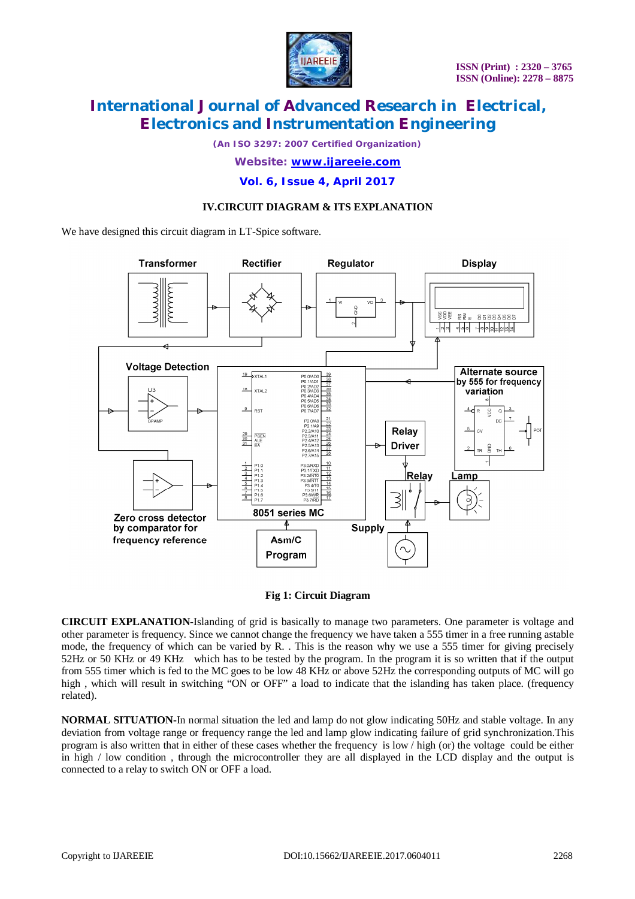## IV. CIRCUIT DIAGRAM & ITS EXPLANATION

We have designed this circuit diagram in LT-Spice software.

**Fig 1: Circuit Diagram**

**CIRCUIT EXPLANATION-**Islanding of grid is basically to manage two parameters. One parameter is voltage and other parameter is frequency. Since we cannot change the frequency we have taken a 555 timer in a free running astable mode, the frequency of which can be varied by R. . This is the reason why we use a 555 timer for giving precisely 52Hz or 50 KHz or 49 KHz which has to be tested by the program. In the program it is so written that if the output from 555 timer which is fed to the MC goes to be low 48 KHz or above 52Hz the corresponding outputs of MC will go high , which will result in switching "ON or OFF" a load to indicate that the islanding has taken place. (frequency related).

**NORMAL SITUATION-**In normal situation the led and lamp do not glow indicating 50Hz and stable voltage. In any deviation from voltage range or frequency range the led and lamp glow indicating failure of grid synchronization.This program is also written that in either of these cases whether the frequency is low / high (or) the voltage could be either in high / low condition , through the microcontroller they are all displayed in the LCD display and the output is connected to a relay to switch ON or OFF a load.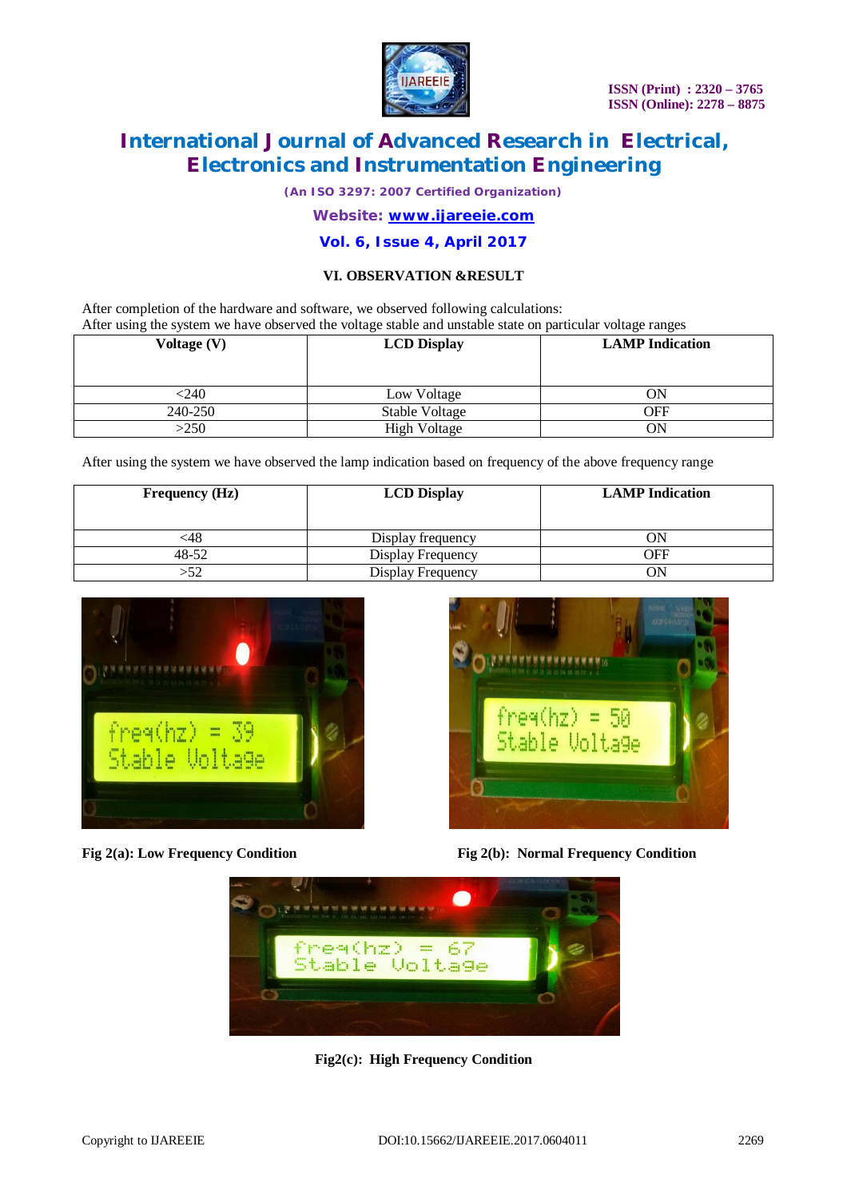### VI. OBSERVATION &RESULT

After completion of the hardware and software, we observed following calculations:
After using the system we have observed the voltage stable and unstable state on particular voltage ranges

| Voltage (V) | LCD Display | LAMP Indication |
|---|---|---|
| <240 | Low Voltage | ON |
| 240-250 | Stable Voltage | OFF |
| >250 | High Voltage | ON |

After using the system we have observed the lamp indication based on frequency of the above frequency range

| Frequency (Hz) | LCD Display | LAMP Indication |
|---|---|---|
| <48 | Display frequency | ON |
| 48-52 | Display Frequency | OFF |
| >52 | Display Frequency | ON |

Fig 2(a): Low Frequency Condition

Fig 2(b): Normal Frequency Condition

Fig2(c): High Frequency Condition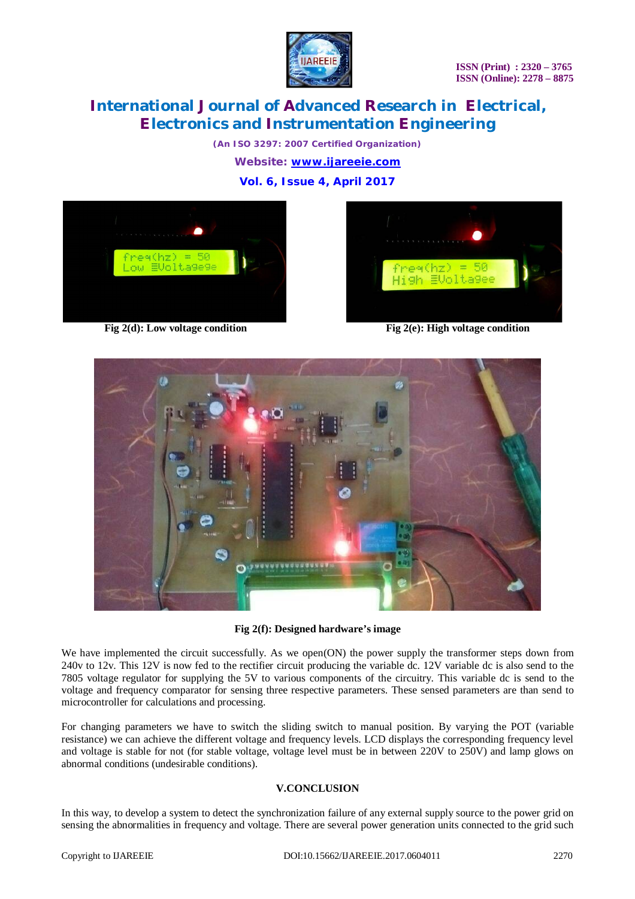Fig 2(d): Low voltage condition

Fig 2(e): High voltage condition

Fig 2(f): Designed hardware's image

We have implemented the circuit successfully. As we open(ON) the power supply the transformer steps down from 240v to 12v. This 12V is now fed to the rectifier circuit producing the variable dc. 12V variable dc is also send to the 7805 voltage regulator for supplying the 5V to various components of the circuitry. This variable dc is send to the voltage and frequency comparator for sensing three respective parameters. These sensed parameters are than send to microcontroller for calculations and processing.

For changing parameters we have to switch the sliding switch to manual position. By varying the POT (variable resistance) we can achieve the different voltage and frequency levels. LCD displays the corresponding frequency level and voltage is stable for not (for stable voltage, voltage level must be in between 220V to 250V) and lamp glows on abnormal conditions (undesirable conditions).

## V.CONCLUSION

In this way, to develop a system to detect the synchronization failure of any external supply source to the power grid on sensing the abnormalities in frequency and voltage. There are several power generation units connected to the grid such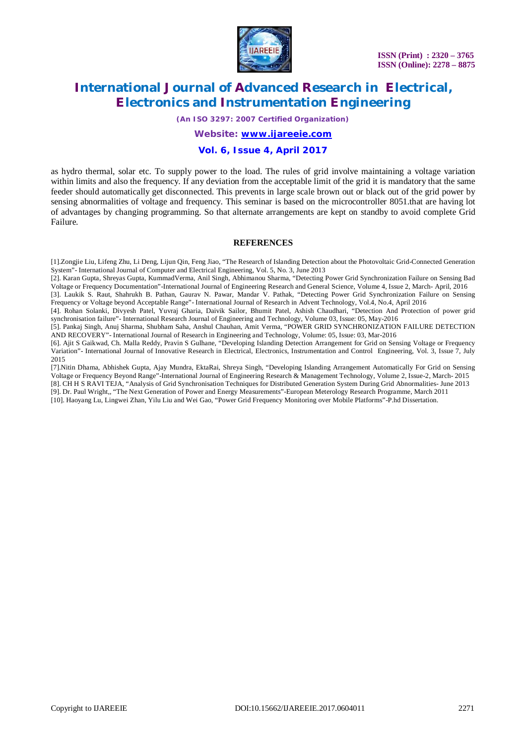as hydro thermal, solar etc. To supply power to the load. The rules of grid involve maintaining a voltage variation within limits and also the frequency. If any deviation from the acceptable limit of the grid it is mandatory that the same feeder should automatically get disconnected. This prevents in large scale brown out or black out of the grid power by sensing abnormalities of voltage and frequency. This seminar is based on the microcontroller 8051.that are having lot of advantages by changing programming. So that alternate arrangements are kept on standby to avoid complete Grid Failure.

## REFERENCES

[1].Zongjie Liu, Lifeng Zhu, Li Deng, Lijun Qin, Feng Jiao, "The Research of Islanding Detection about the Photovoltaic Grid-Connected Generation System"- International Journal of Computer and Electrical Engineering, Vol. 5, No. 3, June 2013

[2]. Karan Gupta, Shreyas Gupta, KummadVerma, Anil Singh, Abhimanou Sharma, "Detecting Power Grid Synchronization Failure on Sensing Bad Voltage or Frequency Documentation"-International Journal of Engineering Research and General Science, Volume 4, Issue 2, March- April, 2016

[3]. Laukik S. Raut, Shahrukh B. Pathan, Gaurav N. Pawar, Mandar V. Pathak, "Detecting Power Grid Synchronization Failure on Sensing Frequency or Voltage beyond Acceptable Range"- International Journal of Research in Advent Technology, Vol.4, No.4, April 2016

[4]. Rohan Solanki, Divyesh Patel, Yuvraj Gharia, Daivik Sailor, Bhumit Patel, Ashish Chaudhari, "Detection And Protection of power grid synchronisation failure"- International Research Journal of Engineering and Technology, Volume 03, Issue: 05, May-2016

[5]. Pankaj Singh, Anuj Sharma, Shubham Saha, Anshul Chauhan, Amit Verma, "POWER GRID SYNCHRONIZATION FAILURE DETECTION AND RECOVERY"- International Journal of Research in Engineering and Technology, Volume: 05, Issue: 03, Mar-2016

[6]. Ajit S Gaikwad, Ch. Malla Reddy, Pravin S Gulhane, "Developing Islanding Detection Arrangement for Grid on Sensing Voltage or Frequency Variation"- International Journal of Innovative Research in Electrical, Electronics, Instrumentation and Control Engineering, Vol. 3, Issue 7, July 2015

[7].Nitin Dhama, Abhishek Gupta, Ajay Mundra, EktaRai, Shreya Singh, "Developing Islanding Arrangement Automatically For Grid on Sensing Voltage or Frequency Beyond Range"-International Journal of Engineering Research & Management Technology, Volume 2, Issue-2, March- 2015

[8]. CH H S RAVI TEJA, "Analysis of Grid Synchronisation Techniques for Distributed Generation System During Grid Abnormalities- June 2013

[9]. Dr. Paul Wright,, "The Next Generation of Power and Energy Measurements"-European Meterology Research Programme, March 2011

[10]. Haoyang Lu, Lingwei Zhan, Yilu Liu and Wei Gao, "Power Grid Frequency Monitoring over Mobile Platforms"-P.hd Dissertation.